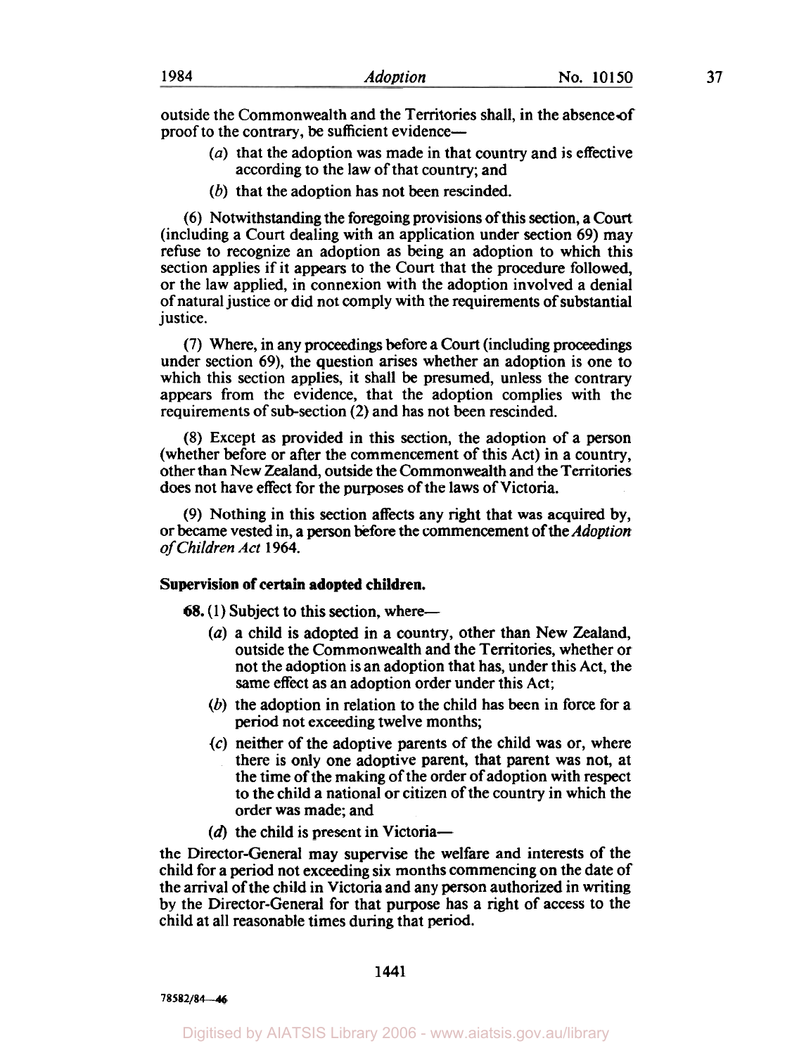outside the Commonwealth and the Territories shall, in the absence of proof to the contrary, be sufficient evidence—

(a) that the adoption was made in that country and is effective according to the law of that country; and

(b) that the adoption has not been rescinded.

(6) Notwithstanding the foregoing provisions of this section, a Court (including a Court dealing with an application under section 69) may refuse to recognize an adoption as being an adoption to which this section applies if it appears to the Court that the procedure followed, or the law applied, in connexion with the adoption involved a denial of natural justice or did not comply with the requirements of substantial justice.

(7) Where, in any proceedings before a Court (including proceedings under section 69), the question arises whether an adoption is one to which this section applies, it shall be presumed, unless the contrary appears from the evidence, that the adoption complies with the requirements of sub-section (2) and has not been rescinded.

(8) Except as provided in this section, the adoption of a person (whether before or after the commencement of this Act) in a country, other than New Zealand, outside the Commonwealth and the Territories does not have effect for the purposes of the laws of Victoria.

(9) Nothing in this section affects any right that was acquired by, or became vested in, a person before the commencement of the *Adoption of Children Act* 1964.

**Supervision of certain adopted children.**

**68.** (1) Subject to this section, where—

(a) a child is adopted in a country, other than New Zealand, outside the Commonwealth and the Territories, whether or not the adoption is an adoption that has, under this Act, the same effect as an adoption order under this Act;

(b) the adoption in relation to the child has been in force for a period not exceeding twelve months;

(c) neither of the adoptive parents of the child was or, where there is only one adoptive parent, that parent was not, at the time of the making of the order of adoption with respect to the child a national or citizen of the country in which the order was made; and

(d) the child is present in Victoria—

the Director-General may supervise the welfare and interests of the child for a period not exceeding six months commencing on the date of the arrival of the child in Victoria and any person authorized in writing by the Director-General for that purpose has a right of access to the child at all reasonable times during that period.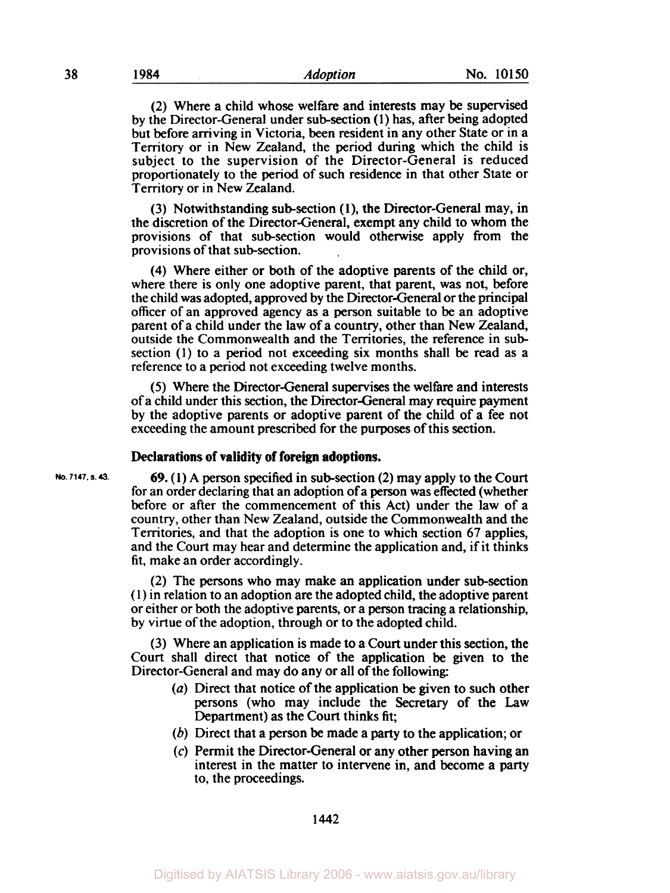(2) Where a child whose welfare and interests may be supervised by the Director-General under sub-section (1) has, after being adopted but before arriving in Victoria, been resident in any other State or in a Territory or in New Zealand, the period during which the child is subject to the supervision of the Director-General is reduced proportionately to the period of such residence in that other State or Territory or in New Zealand.

(3) Notwithstanding sub-section (1), the Director-General may, in the discretion of the Director-General, exempt any child to whom the provisions of that sub-section would otherwise apply from the provisions of that sub-section.

(4) Where either or both of the adoptive parents of the child or, where there is only one adoptive parent, that parent, was not, before the child was adopted, approved by the Director-General or the principal officer of an approved agency as a person suitable to be an adoptive parent of a child under the law of a country, other than New Zealand, outside the Commonwealth and the Territories, the reference in sub-section (1) to a period not exceeding six months shall be read as a reference to a period not exceeding twelve months.

(5) Where the Director-General supervises the welfare and interests of a child under this section, the Director-General may require payment by the adoptive parents or adoptive parent of the child of a fee not exceeding the amount prescribed for the purposes of this section.

**Declarations of validity of foreign adoptions.**

No. 7147, s. 43.

**69.** (1) A person specified in sub-section (2) may apply to the Court for an order declaring that an adoption of a person was effected (whether before or after the commencement of this Act) under the law of a country, other than New Zealand, outside the Commonwealth and the Territories, and that the adoption is one to which section 67 applies, and the Court may hear and determine the application and, if it thinks fit, make an order accordingly.

(2) The persons who may make an application under sub-section (1) in relation to an adoption are the adopted child, the adoptive parent or either or both the adoptive parents, or a person tracing a relationship, by virtue of the adoption, through or to the adopted child.

(3) Where an application is made to a Court under this section, the Court shall direct that notice of the application be given to the Director-General and may do any or all of the following:

- (*a*) Direct that notice of the application be given to such other persons (who may include the Secretary of the Law Department) as the Court thinks fit;
- (*b*) Direct that a person be made a party to the application; or
- (*c*) Permit the Director-General or any other person having an interest in the matter to intervene in, and become a party to, the proceedings.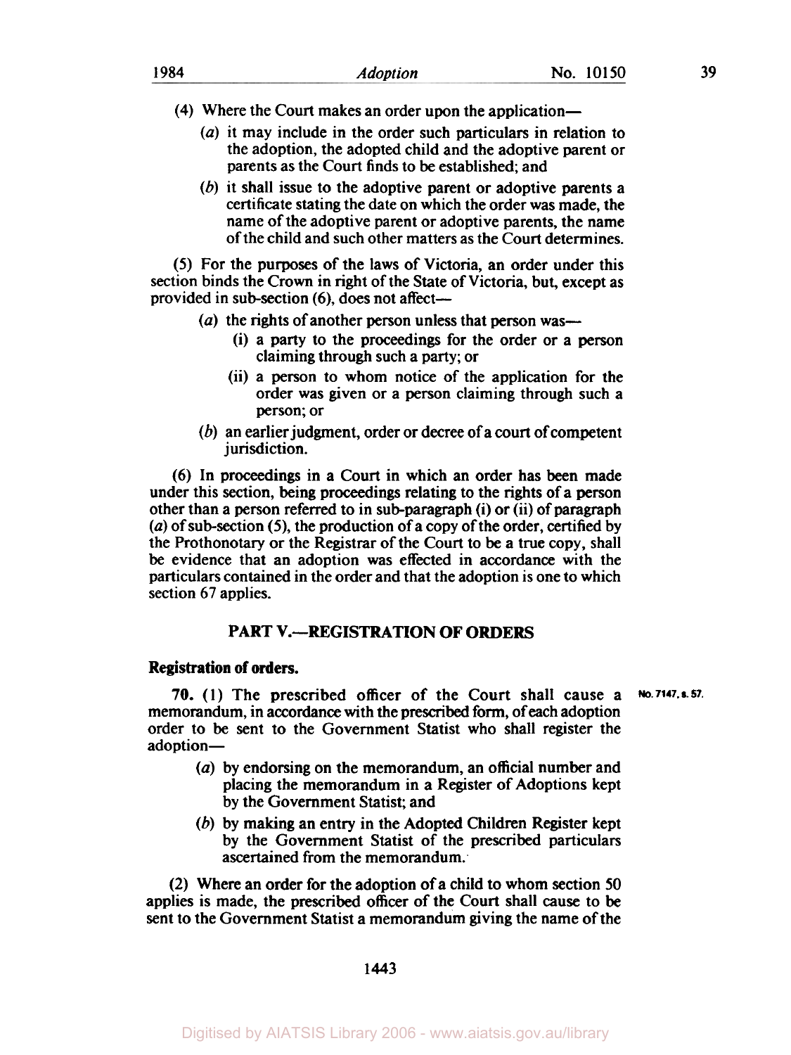(4) Where the Court makes an order upon the application—

(*a*) it may include in the order such particulars in relation to the adoption, the adopted child and the adoptive parent or parents as the Court finds to be established; and

(*b*) it shall issue to the adoptive parent or adoptive parents a certificate stating the date on which the order was made, the name of the adoptive parent or adoptive parents, the name of the child and such other matters as the Court determines.

(5) For the purposes of the laws of Victoria, an order under this section binds the Crown in right of the State of Victoria, but, except as provided in sub-section (6), does not affect—

(*a*) the rights of another person unless that person was—

(i) a party to the proceedings for the order or a person claiming through such a party; or

(ii) a person to whom notice of the application for the order was given or a person claiming through such a person; or

(*b*) an earlier judgment, order or decree of a court of competent jurisdiction.

(6) In proceedings in a Court in which an order has been made under this section, being proceedings relating to the rights of a person other than a person referred to in sub-paragraph (i) or (ii) of paragraph (*a*) of sub-section (5), the production of a copy of the order, certified by the Prothonotary or the Registrar of the Court to be a true copy, shall be evidence that an adoption was effected in accordance with the particulars contained in the order and that the adoption is one to which section 67 applies.

## PART V.—REGISTRATION OF ORDERS

**Registration of orders.**

No. 7147, s. 57.

**70.** (1) The prescribed officer of the Court shall cause a memorandum, in accordance with the prescribed form, of each adoption order to be sent to the Government Statist who shall register the adoption—

(*a*) by endorsing on the memorandum, an official number and placing the memorandum in a Register of Adoptions kept by the Government Statist; and

(*b*) by making an entry in the Adopted Children Register kept by the Government Statist of the prescribed particulars ascertained from the memorandum.

(2) Where an order for the adoption of a child to whom section 50 applies is made, the prescribed officer of the Court shall cause to be sent to the Government Statist a memorandum giving the name of the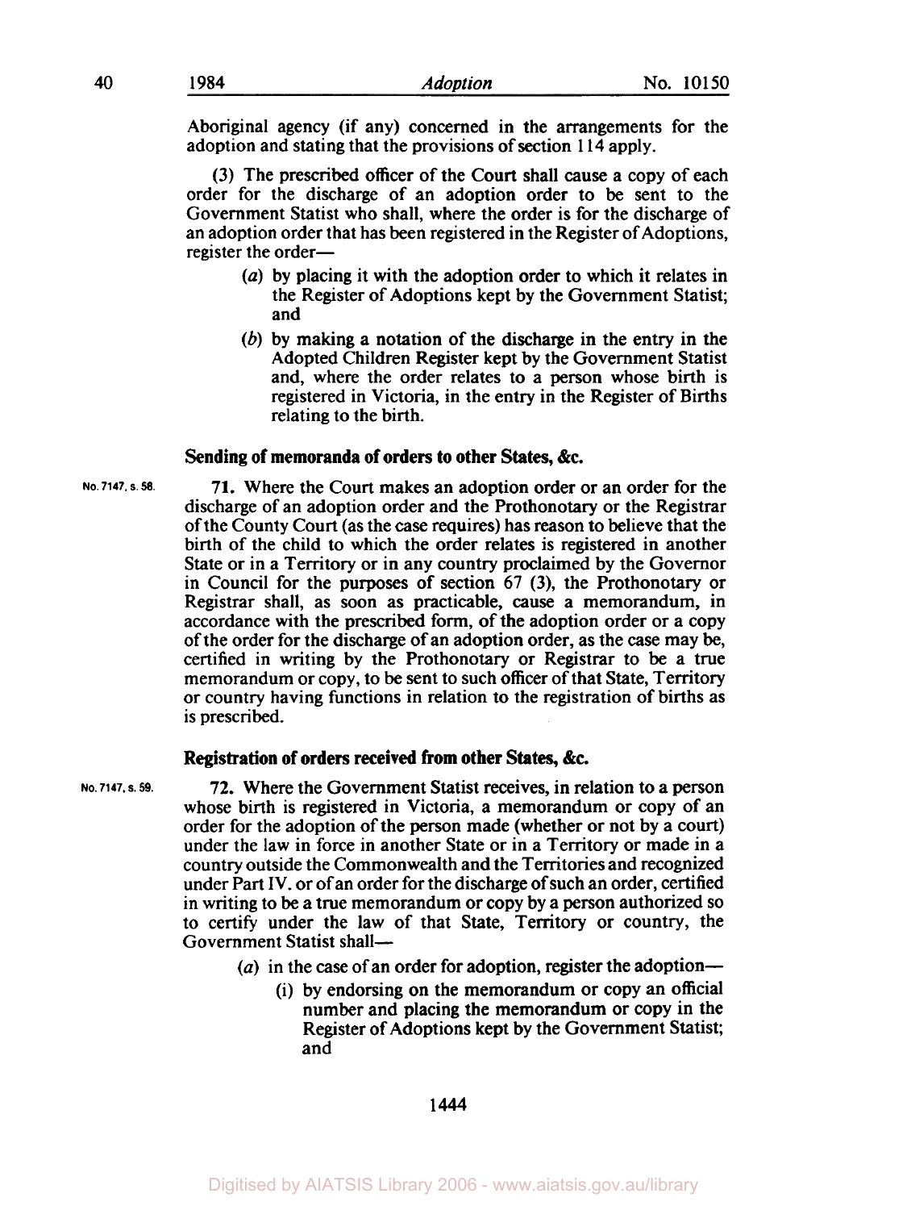Aboriginal agency (if any) concerned in the arrangements for the adoption and stating that the provisions of section 114 apply.

(3) The prescribed officer of the Court shall cause a copy of each order for the discharge of an adoption order to be sent to the Government Statist who shall, where the order is for the discharge of an adoption order that has been registered in the Register of Adoptions, register the order—

- (*a*) by placing it with the adoption order to which it relates in the Register of Adoptions kept by the Government Statist; and
- (*b*) by making a notation of the discharge in the entry in the Adopted Children Register kept by the Government Statist and, where the order relates to a person whose birth is registered in Victoria, in the entry in the Register of Births relating to the birth.

### Sending of memoranda of orders to other States, &c.

No. 7147, s. 58.

**71.** Where the Court makes an adoption order or an order for the discharge of an adoption order and the Prothonotary or the Registrar of the County Court (as the case requires) has reason to believe that the birth of the child to which the order relates is registered in another State or in a Territory or in any country proclaimed by the Governor in Council for the purposes of section 67 (3), the Prothonotary or Registrar shall, as soon as practicable, cause a memorandum, in accordance with the prescribed form, of the adoption order or a copy of the order for the discharge of an adoption order, as the case may be, certified in writing by the Prothonotary or Registrar to be a true memorandum or copy, to be sent to such officer of that State, Territory or country having functions in relation to the registration of births as is prescribed.

### Registration of orders received from other States, &c.

No. 7147, s. 59.

**72.** Where the Government Statist receives, in relation to a person whose birth is registered in Victoria, a memorandum or copy of an order for the adoption of the person made (whether or not by a court) under the law in force in another State or in a Territory or made in a country outside the Commonwealth and the Territories and recognized under Part IV. or of an order for the discharge of such an order, certified in writing to be a true memorandum or copy by a person authorized so to certify under the law of that State, Territory or country, the Government Statist shall—

- (*a*) in the case of an order for adoption, register the adoption—
  - (i) by endorsing on the memorandum or copy an official number and placing the memorandum or copy in the Register of Adoptions kept by the Government Statist; and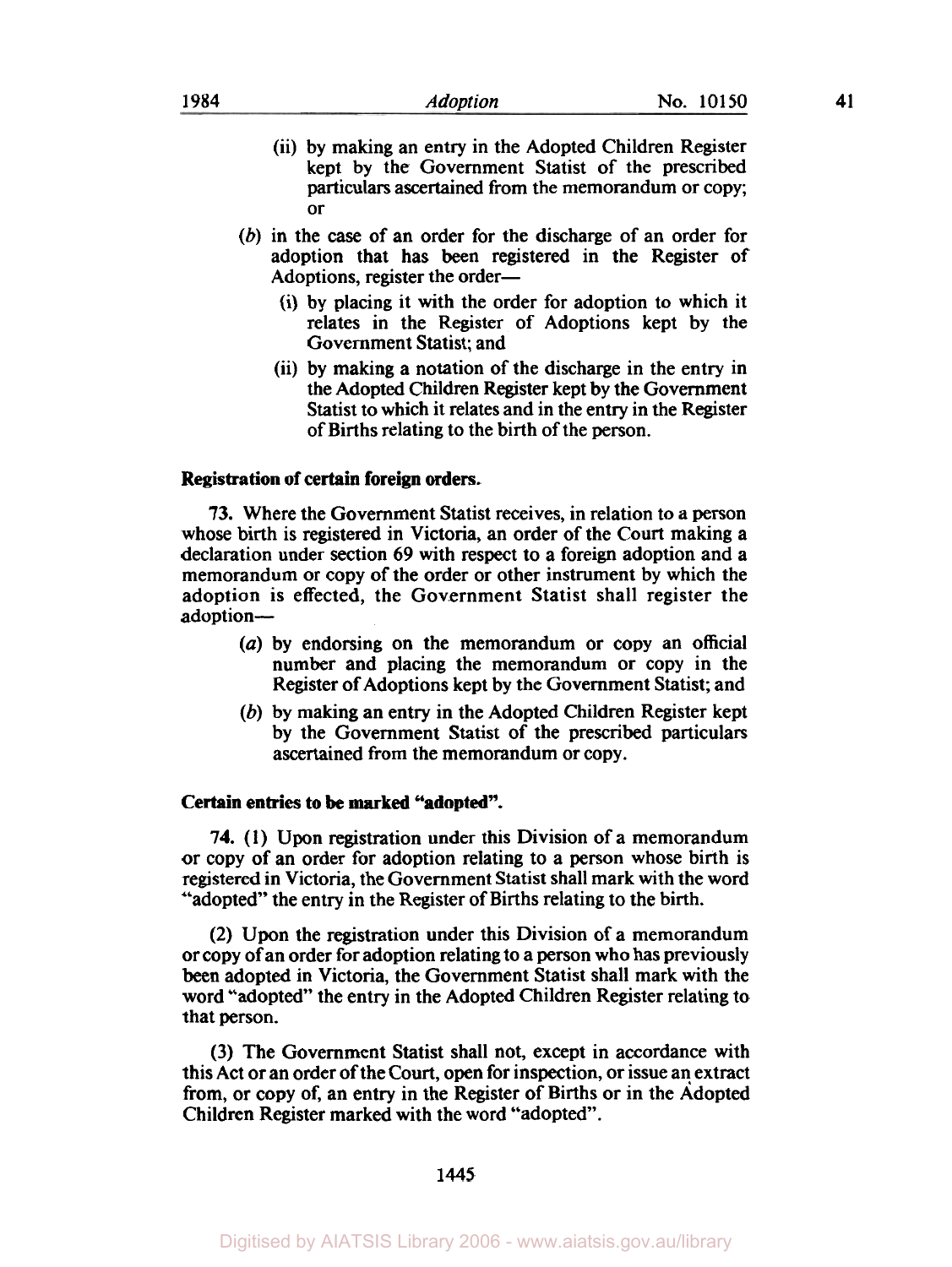(ii) by making an entry in the Adopted Children Register kept by the Government Statist of the prescribed particulars ascertained from the memorandum or copy; or

(*b*) in the case of an order for the discharge of an order for adoption that has been registered in the Register of Adoptions, register the order—

(i) by placing it with the order for adoption to which it relates in the Register of Adoptions kept by the Government Statist; and

(ii) by making a notation of the discharge in the entry in the Adopted Children Register kept by the Government Statist to which it relates and in the entry in the Register of Births relating to the birth of the person.

**Registration of certain foreign orders.**

**73.** Where the Government Statist receives, in relation to a person whose birth is registered in Victoria, an order of the Court making a declaration under section 69 with respect to a foreign adoption and a memorandum or copy of the order or other instrument by which the adoption is effected, the Government Statist shall register the adoption—

(*a*) by endorsing on the memorandum or copy an official number and placing the memorandum or copy in the Register of Adoptions kept by the Government Statist; and

(*b*) by making an entry in the Adopted Children Register kept by the Government Statist of the prescribed particulars ascertained from the memorandum or copy.

**Certain entries to be marked "adopted".**

**74.** (1) Upon registration under this Division of a memorandum or copy of an order for adoption relating to a person whose birth is registered in Victoria, the Government Statist shall mark with the word "adopted" the entry in the Register of Births relating to the birth.

(2) Upon the registration under this Division of a memorandum or copy of an order for adoption relating to a person who has previously been adopted in Victoria, the Government Statist shall mark with the word "adopted" the entry in the Adopted Children Register relating to that person.

(3) The Government Statist shall not, except in accordance with this Act or an order of the Court, open for inspection, or issue an extract from, or copy of, an entry in the Register of Births or in the Adopted Children Register marked with the word "adopted".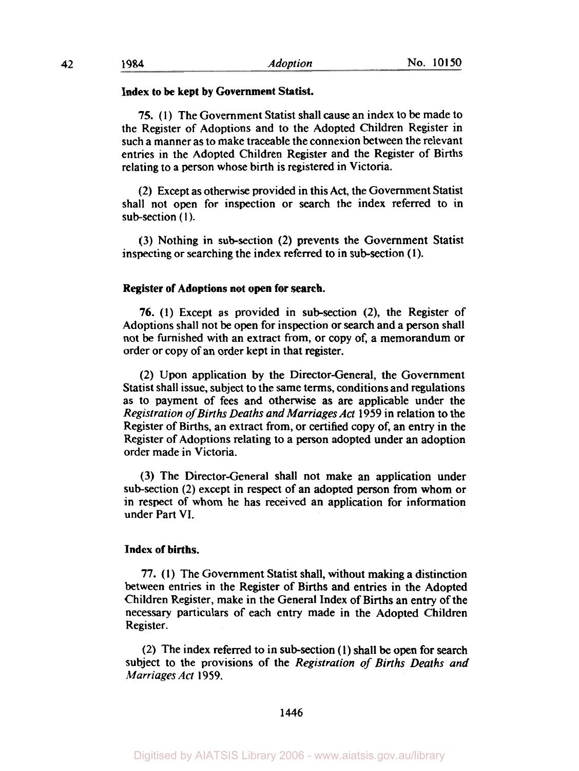**Index to be kept by Government Statist.**

**75.** (1) The Government Statist shall cause an index to be made to the Register of Adoptions and to the Adopted Children Register in such a manner as to make traceable the connexion between the relevant entries in the Adopted Children Register and the Register of Births relating to a person whose birth is registered in Victoria.

(2) Except as otherwise provided in this Act, the Government Statist shall not open for inspection or search the index referred to in sub-section (1).

(3) Nothing in sub-section (2) prevents the Government Statist inspecting or searching the index referred to in sub-section (1).

**Register of Adoptions not open for search.**

**76.** (1) Except as provided in sub-section (2), the Register of Adoptions shall not be open for inspection or search and a person shall not be furnished with an extract from, or copy of, a memorandum or order or copy of an order kept in that register.

(2) Upon application by the Director-General, the Government Statist shall issue, subject to the same terms, conditions and regulations as to payment of fees and otherwise as are applicable under the *Registration of Births Deaths and Marriages Act* 1959 in relation to the Register of Births, an extract from, or certified copy of, an entry in the Register of Adoptions relating to a person adopted under an adoption order made in Victoria.

(3) The Director-General shall not make an application under sub-section (2) except in respect of an adopted person from whom or in respect of whom he has received an application for information under Part VI.

**Index of births.**

**77.** (1) The Government Statist shall, without making a distinction between entries in the Register of Births and entries in the Adopted Children Register, make in the General Index of Births an entry of the necessary particulars of each entry made in the Adopted Children Register.

(2) The index referred to in sub-section (1) shall be open for search subject to the provisions of the *Registration of Births Deaths and Marriages Act* 1959.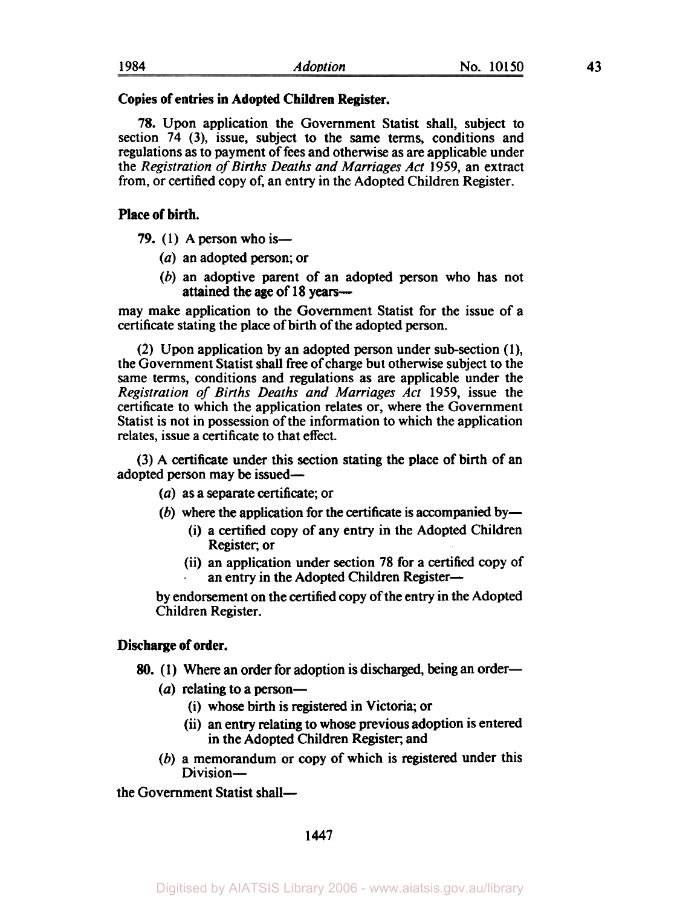**Copies of entries in Adopted Children Register.**

**78.** Upon application the Government Statist shall, subject to section 74 (3), issue, subject to the same terms, conditions and regulations as to payment of fees and otherwise as are applicable under the *Registration of Births Deaths and Marriages Act* 1959, an extract from, or certified copy of, an entry in the Adopted Children Register.

**Place of birth.**

**79.** (1) A person who is—

(*a*) an adopted person; or

(*b*) an adoptive parent of an adopted person who has not attained the age of 18 years—

may make application to the Government Statist for the issue of a certificate stating the place of birth of the adopted person.

(2) Upon application by an adopted person under sub-section (1), the Government Statist shall free of charge but otherwise subject to the same terms, conditions and regulations as are applicable under the *Registration of Births Deaths and Marriages Act* 1959, issue the certificate to which the application relates or, where the Government Statist is not in possession of the information to which the application relates, issue a certificate to that effect.

(3) A certificate under this section stating the place of birth of an adopted person may be issued—

(*a*) as a separate certificate; or

(*b*) where the application for the certificate is accompanied by—

(i) a certified copy of any entry in the Adopted Children Register; or

(ii) an application under section 78 for a certified copy of an entry in the Adopted Children Register—

by endorsement on the certified copy of the entry in the Adopted Children Register.

**Discharge of order.**

**80.** (1) Where an order for adoption is discharged, being an order—

(*a*) relating to a person—

(i) whose birth is registered in Victoria; or

(ii) an entry relating to whose previous adoption is entered in the Adopted Children Register; and

(*b*) a memorandum or copy of which is registered under this Division—

the Government Statist shall—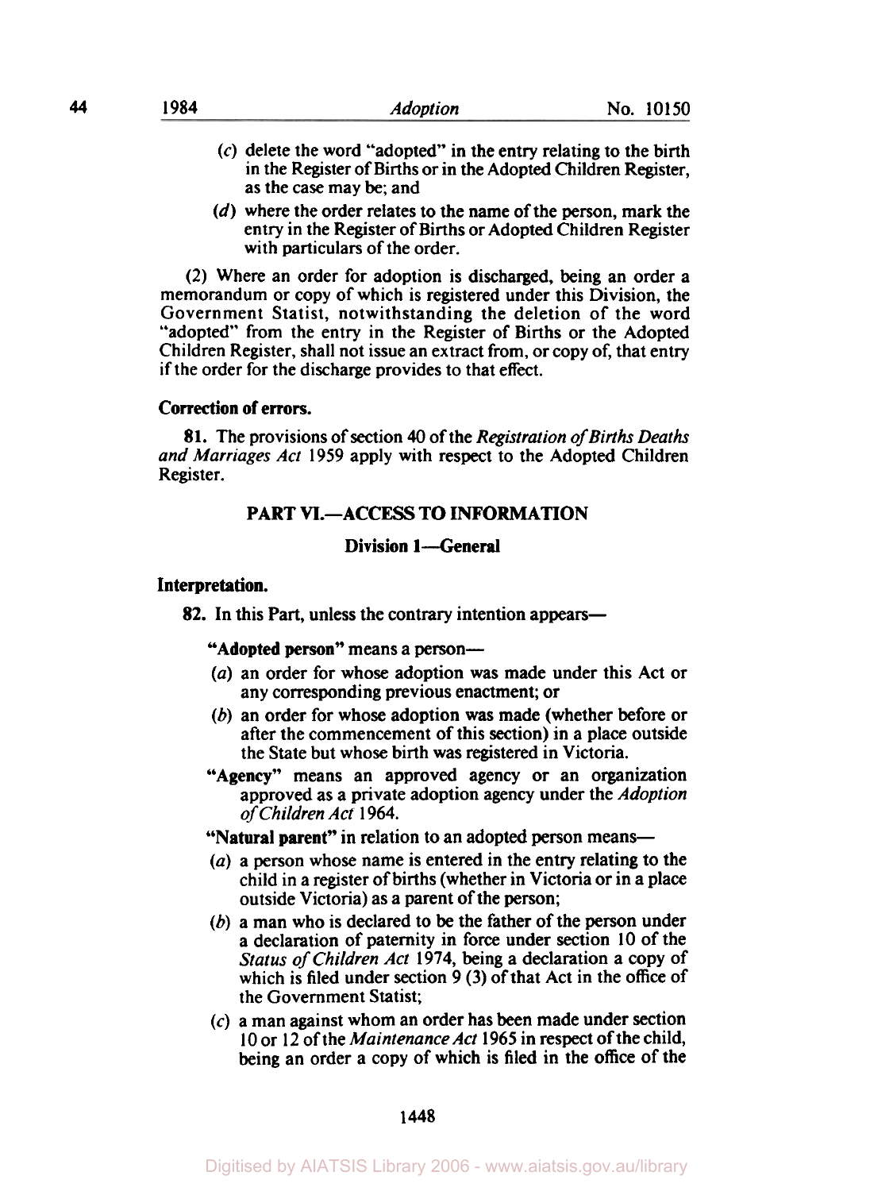(*c*) delete the word "adopted" in the entry relating to the birth in the Register of Births or in the Adopted Children Register, as the case may be; and

(*d*) where the order relates to the name of the person, mark the entry in the Register of Births or Adopted Children Register with particulars of the order.

(2) Where an order for adoption is discharged, being an order a memorandum or copy of which is registered under this Division, the Government Statist, notwithstanding the deletion of the word "adopted" from the entry in the Register of Births or the Adopted Children Register, shall not issue an extract from, or copy of, that entry if the order for the discharge provides to that effect.

**Correction of errors.**

**81.** The provisions of section 40 of the *Registration of Births Deaths and Marriages Act* 1959 apply with respect to the Adopted Children Register.

## PART VI.—ACCESS TO INFORMATION

### Division 1—General

**Interpretation.**

**82.** In this Part, unless the contrary intention appears—

**"Adopted person"** means a person—

(*a*) an order for whose adoption was made under this Act or any corresponding previous enactment; or

(*b*) an order for whose adoption was made (whether before or after the commencement of this section) in a place outside the State but whose birth was registered in Victoria.

**"Agency"** means an approved agency or an organization approved as a private adoption agency under the *Adoption of Children Act* 1964.

**"Natural parent"** in relation to an adopted person means—

(*a*) a person whose name is entered in the entry relating to the child in a register of births (whether in Victoria or in a place outside Victoria) as a parent of the person;

(*b*) a man who is declared to be the father of the person under a declaration of paternity in force under section 10 of the *Status of Children Act* 1974, being a declaration a copy of which is filed under section 9 (3) of that Act in the office of the Government Statist;

(*c*) a man against whom an order has been made under section 10 or 12 of the *Maintenance Act* 1965 in respect of the child, being an order a copy of which is filed in the office of the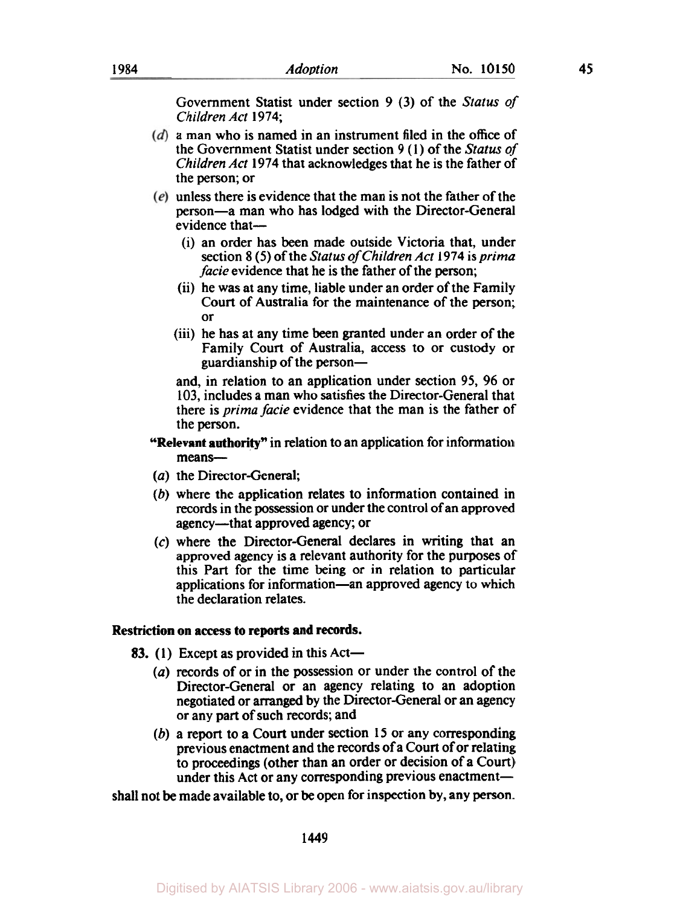Government Statist under section 9 (3) of the *Status of Children Act* 1974;

(*d*) a man who is named in an instrument filed in the office of the Government Statist under section 9 (1) of the *Status of Children Act* 1974 that acknowledges that he is the father of the person; or

(*e*) unless there is evidence that the man is not the father of the person—a man who has lodged with the Director-General evidence that—

(i) an order has been made outside Victoria that, under section 8 (5) of the *Status of Children Act* 1974 is *prima facie* evidence that he is the father of the person;

(ii) he was at any time, liable under an order of the Family Court of Australia for the maintenance of the person; or

(iii) he has at any time been granted under an order of the Family Court of Australia, access to or custody or guardianship of the person—

and, in relation to an application under section 95, 96 or 103, includes a man who satisfies the Director-General that there is *prima facie* evidence that the man is the father of the person.

**"Relevant authority"** in relation to an application for information means—

(*a*) the Director-General;

(*b*) where the application relates to information contained in records in the possession or under the control of an approved agency—that approved agency; or

(*c*) where the Director-General declares in writing that an approved agency is a relevant authority for the purposes of this Part for the time being or in relation to particular applications for information—an approved agency to which the declaration relates.

**Restriction on access to reports and records.**

**83.** (1) Except as provided in this Act—

(*a*) records of or in the possession or under the control of the Director-General or an agency relating to an adoption negotiated or arranged by the Director-General or an agency or any part of such records; and

(*b*) a report to a Court under section 15 or any corresponding previous enactment and the records of a Court of or relating to proceedings (other than an order or decision of a Court) under this Act or any corresponding previous enactment—

shall not be made available to, or be open for inspection by, any person.